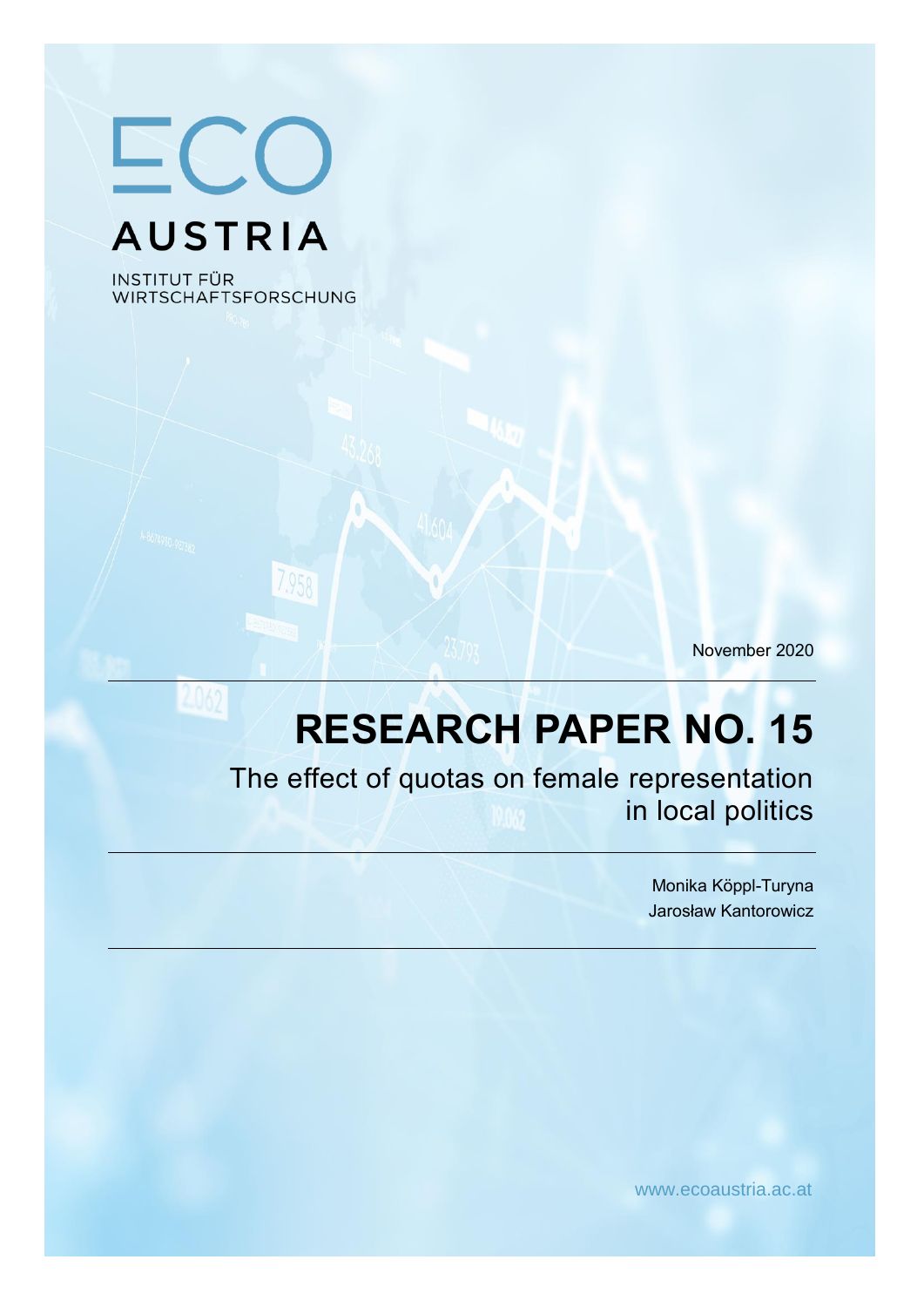ECO AUSTRIA

INSTITUT FÜR WIRTSCHAFTSFORSCHUNG

November 2020

# RESEARCH PAPER NO. 15

## The effect of quotas on female representation in local politics

Monika Köppl-Turyna

Jarosław Kantorowicz

www.ecoaustria.ac.at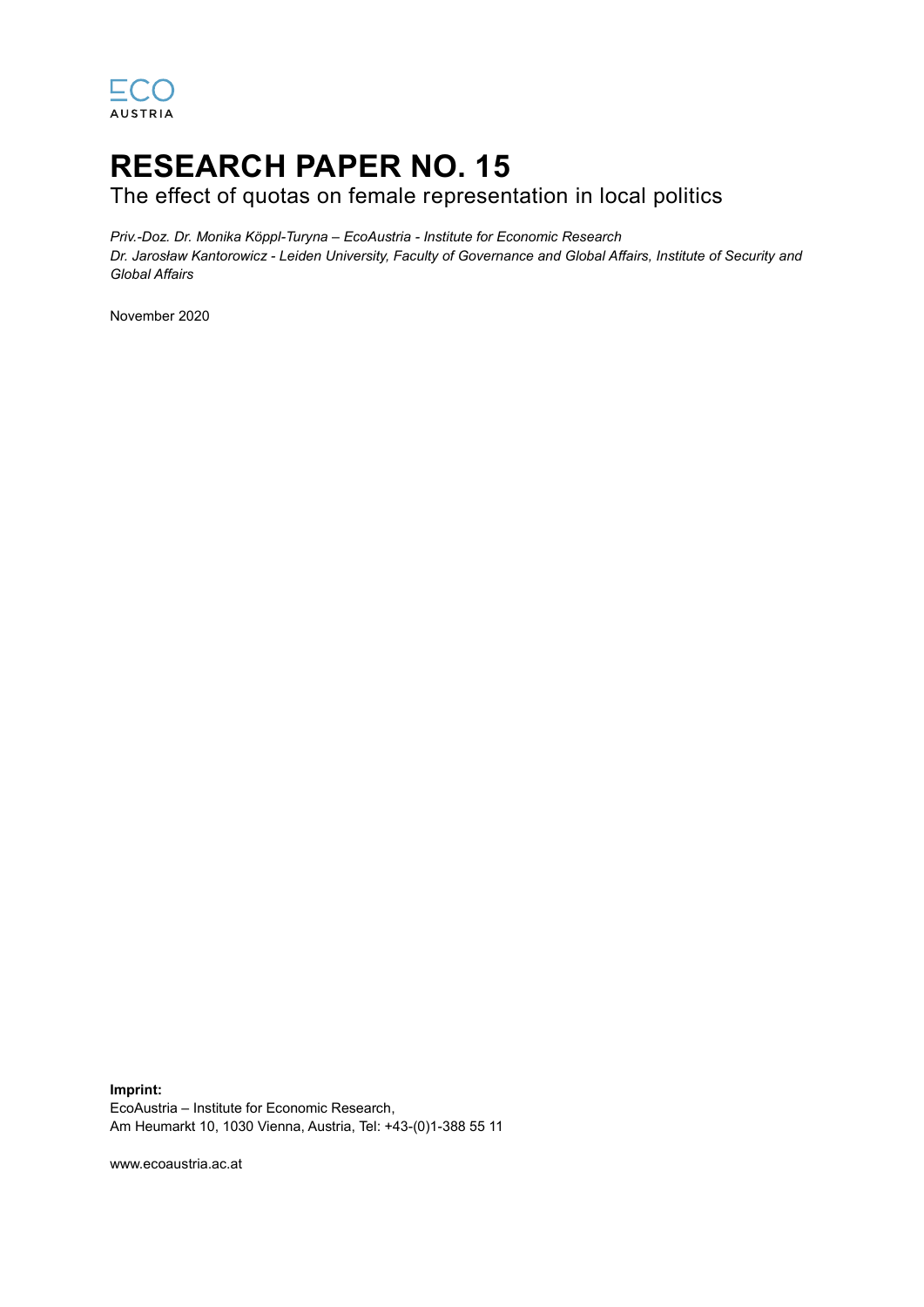ECO AUSTRIA

# RESEARCH PAPER NO. 15

The effect of quotas on female representation in local politics

*Priv.-Doz. Dr. Monika Köppl-Turyna – EcoAustria - Institute for Economic Research*
*Dr. Jarosław Kantorowicz - Leiden University, Faculty of Governance and Global Affairs, Institute of Security and Global Affairs*

November 2020

**Imprint:**
EcoAustria – Institute for Economic Research,
Am Heumarkt 10, 1030 Vienna, Austria, Tel: +43-(0)1-388 55 11

www.ecoaustria.ac.at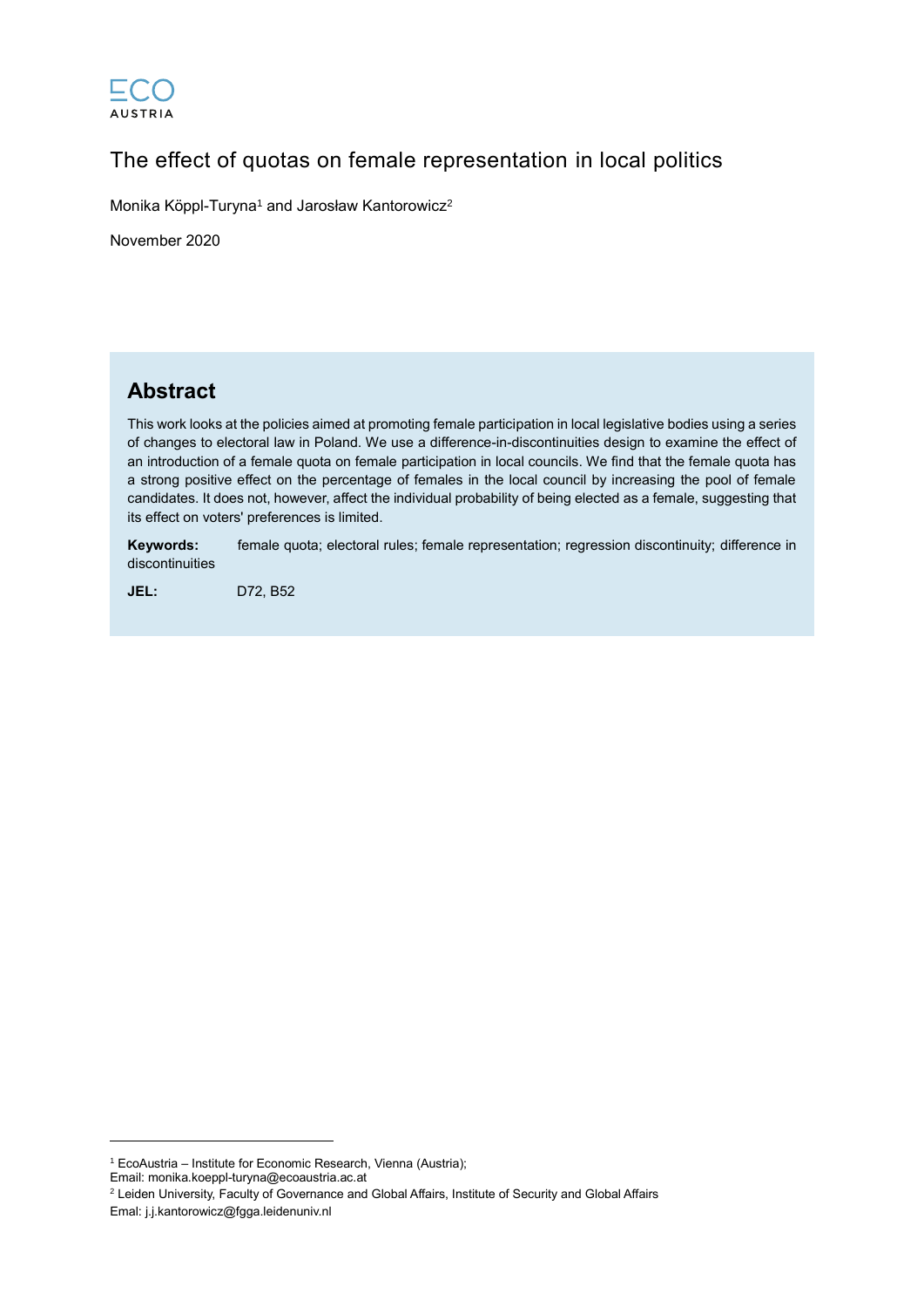# The effect of quotas on female representation in local politics

Monika Köppl-Turyna[1] and Jarosław Kantorowicz[2]

November 2020

## Abstract

This work looks at the policies aimed at promoting female participation in local legislative bodies using a series of changes to electoral law in Poland. We use a difference-in-discontinuities design to examine the effect of an introduction of a female quota on female participation in local councils. We find that the female quota has a strong positive effect on the percentage of females in the local council by increasing the pool of female candidates. It does not, however, affect the individual probability of being elected as a female, suggesting that its effect on voters' preferences is limited.

**Keywords:** female quota; electoral rules; female representation; regression discontinuity; difference in discontinuities

**JEL:** D72, B52

---

[1] EcoAustria – Institute for Economic Research, Vienna (Austria);
Email: monika.koeppl-turyna@ecoaustria.ac.at

[2] Leiden University, Faculty of Governance and Global Affairs, Institute of Security and Global Affairs
Emal: j.j.kantorowicz@fgga.leidenuniv.nl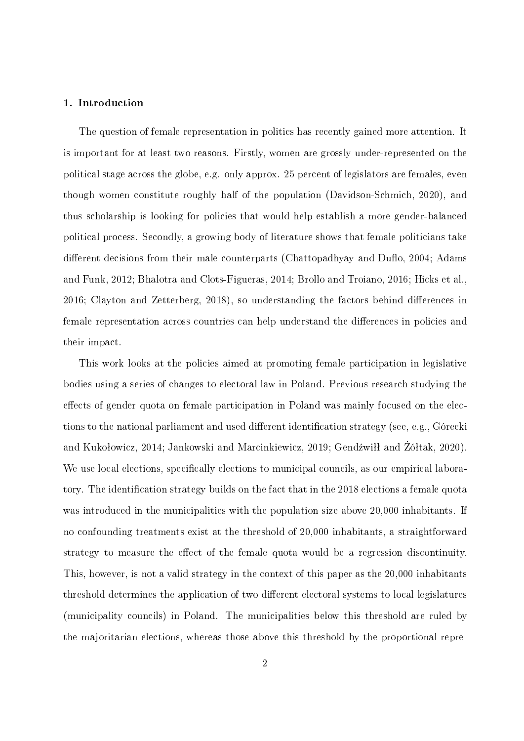## 1. Introduction

The question of female representation in politics has recently gained more attention. It is important for at least two reasons. Firstly, women are grossly under-represented on the political stage across the globe, e.g. only approx. 25 percent of legislators are females, even though women constitute roughly half of the population (Davidson-Schmich, 2020), and thus scholarship is looking for policies that would help establish a more gender-balanced political process. Secondly, a growing body of literature shows that female politicians take different decisions from their male counterparts (Chattopadhyay and Duflo, 2004; Adams and Funk, 2012; Bhalotra and Clots-Figueras, 2014; Brollo and Troiano, 2016; Hicks et al., 2016; Clayton and Zetterberg, 2018), so understanding the factors behind differences in female representation across countries can help understand the differences in policies and their impact.

This work looks at the policies aimed at promoting female participation in legislative bodies using a series of changes to electoral law in Poland. Previous research studying the effects of gender quota on female participation in Poland was mainly focused on the elections to the national parliament and used different identification strategy (see, e.g., Górecki and Kukołowicz, 2014; Jankowski and Marcinkiewicz, 2019; Gendźwiłł and Żółtak, 2020). We use local elections, specifically elections to municipal councils, as our empirical laboratory. The identification strategy builds on the fact that in the 2018 elections a female quota was introduced in the municipalities with the population size above 20,000 inhabitants. If no confounding treatments exist at the threshold of 20,000 inhabitants, a straightforward strategy to measure the effect of the female quota would be a regression discontinuity. This, however, is not a valid strategy in the context of this paper as the 20,000 inhabitants threshold determines the application of two different electoral systems to local legislatures (municipality councils) in Poland. The municipalities below this threshold are ruled by the majoritarian elections, whereas those above this threshold by the proportional repre-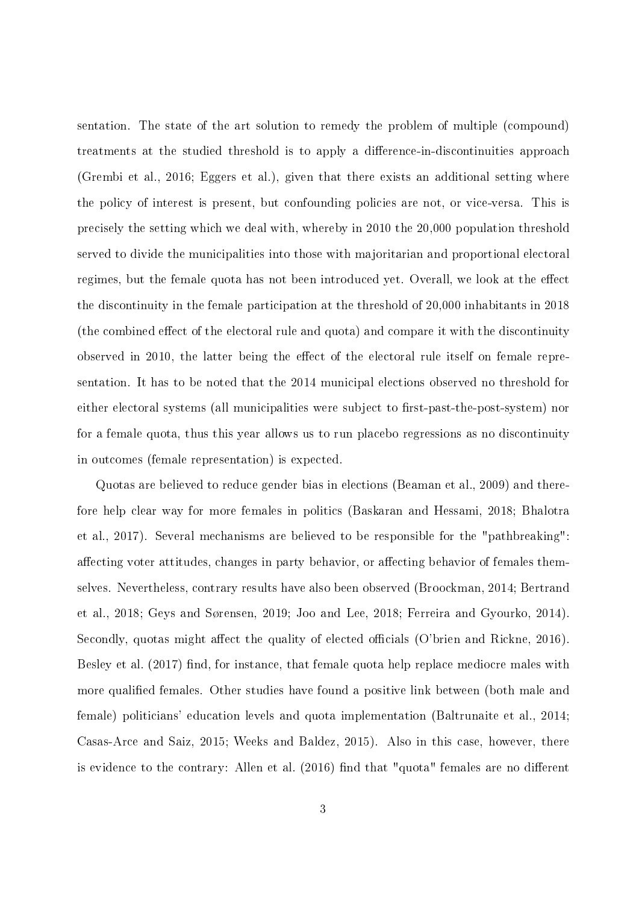sentation. The state of the art solution to remedy the problem of multiple (compound) treatments at the studied threshold is to apply a difference-in-discontinuities approach (Grembi et al., 2016; Eggers et al.), given that there exists an additional setting where the policy of interest is present, but confounding policies are not, or vice-versa. This is precisely the setting which we deal with, whereby in 2010 the 20,000 population threshold served to divide the municipalities into those with majoritarian and proportional electoral regimes, but the female quota has not been introduced yet. Overall, we look at the effect the discontinuity in the female participation at the threshold of 20,000 inhabitants in 2018 (the combined effect of the electoral rule and quota) and compare it with the discontinuity observed in 2010, the latter being the effect of the electoral rule itself on female representation. It has to be noted that the 2014 municipal elections observed no threshold for either electoral systems (all municipalities were subject to first-past-the-post-system) nor for a female quota, thus this year allows us to run placebo regressions as no discontinuity in outcomes (female representation) is expected.

Quotas are believed to reduce gender bias in elections (Beaman et al., 2009) and therefore help clear way for more females in politics (Baskaran and Hessami, 2018; Bhalotra et al., 2017). Several mechanisms are believed to be responsible for the "pathbreaking": affecting voter attitudes, changes in party behavior, or affecting behavior of females themselves. Nevertheless, contrary results have also been observed (Broockman, 2014; Bertrand et al., 2018; Geys and Sørensen, 2019; Joo and Lee, 2018; Ferreira and Gyourko, 2014). Secondly, quotas might affect the quality of elected officials (O'brien and Rickne, 2016). Besley et al. (2017) find, for instance, that female quota help replace mediocre males with more qualified females. Other studies have found a positive link between (both male and female) politicians' education levels and quota implementation (Baltrunaite et al., 2014; Casas-Arce and Saiz, 2015; Weeks and Baldez, 2015). Also in this case, however, there is evidence to the contrary: Allen et al. (2016) find that "quota" females are no different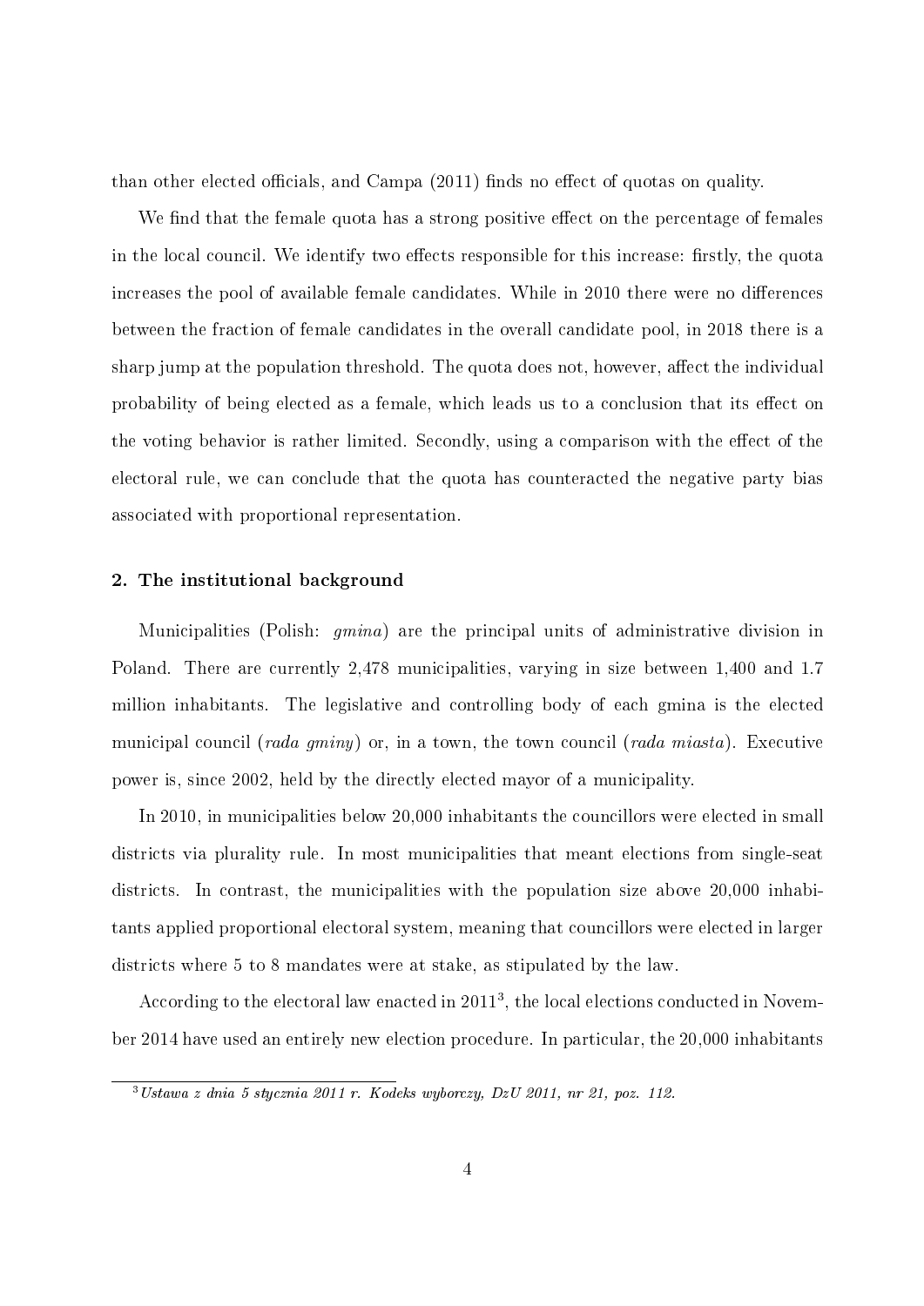than other elected officials, and Campa (2011) finds no effect of quotas on quality.

We find that the female quota has a strong positive effect on the percentage of females in the local council. We identify two effects responsible for this increase: firstly, the quota increases the pool of available female candidates. While in 2010 there were no differences between the fraction of female candidates in the overall candidate pool, in 2018 there is a sharp jump at the population threshold. The quota does not, however, affect the individual probability of being elected as a female, which leads us to a conclusion that its effect on the voting behavior is rather limited. Secondly, using a comparison with the effect of the electoral rule, we can conclude that the quota has counteracted the negative party bias associated with proportional representation.

## 2. The institutional background

Municipalities (Polish: *gmina*) are the principal units of administrative division in Poland. There are currently 2,478 municipalities, varying in size between 1,400 and 1.7 million inhabitants. The legislative and controlling body of each gmina is the elected municipal council (*rada gminy*) or, in a town, the town council (*rada miasta*). Executive power is, since 2002, held by the directly elected mayor of a municipality.

In 2010, in municipalities below 20,000 inhabitants the councillors were elected in small districts via plurality rule. In most municipalities that meant elections from single-seat districts. In contrast, the municipalities with the population size above 20,000 inhabitants applied proportional electoral system, meaning that councillors were elected in larger districts where 5 to 8 mandates were at stake, as stipulated by the law.

According to the electoral law enacted in 2011[3], the local elections conducted in November 2014 have used an entirely new election procedure. In particular, the 20,000 inhabitants

[3] *Ustawa z dnia 5 stycznia 2011 r. Kodeks wyborczy, DzU 2011, nr 21, poz. 112.*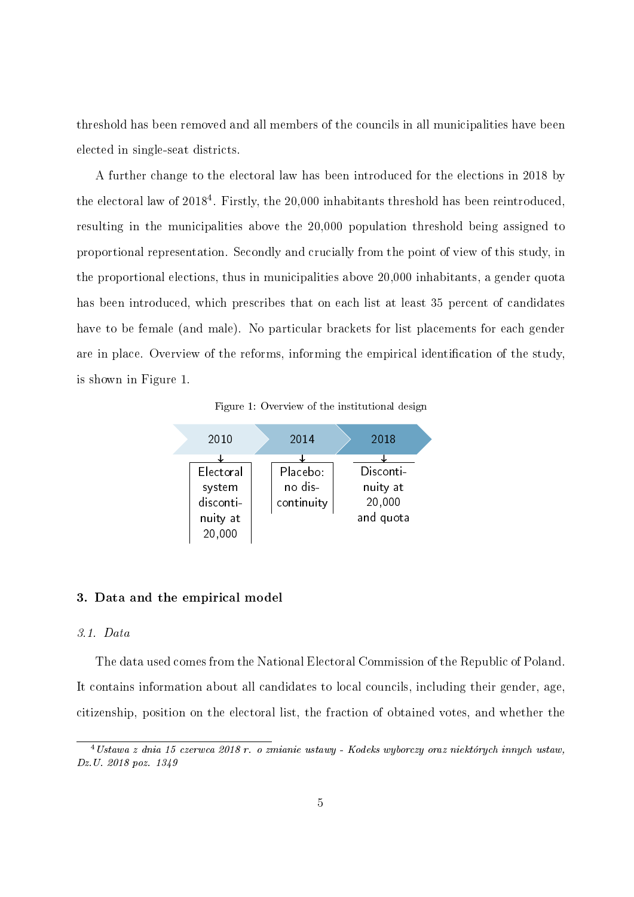threshold has been removed and all members of the councils in all municipalities have been elected in single-seat districts.

A further change to the electoral law has been introduced for the elections in 2018 by the electoral law of 2018[4]. Firstly, the 20,000 inhabitants threshold has been reintroduced, resulting in the municipalities above the 20,000 population threshold being assigned to proportional representation. Secondly and crucially from the point of view of this study, in the proportional elections, thus in municipalities above 20,000 inhabitants, a gender quota has been introduced, which prescribes that on each list at least 35 percent of candidates have to be female (and male). No particular brackets for list placements for each gender are in place. Overview of the reforms, informing the empirical identification of the study, is shown in Figure 1.

Figure 1: Overview of the institutional design

| 2010 | 2014 | 2018 |
|---|---|---|
| Electoral system discontinuity at 20,000 | Placebo: no discontinuity | Discontinuity at 20,000 and quota |

## 3. Data and the empirical model

### 3.1. Data

The data used comes from the National Electoral Commission of the Republic of Poland. It contains information about all candidates to local councils, including their gender, age, citizenship, position on the electoral list, the fraction of obtained votes, and whether the

[4] *Ustawa z dnia 15 czerwca 2018 r. o zmianie ustawy - Kodeks wyborczy oraz niektórych innych ustaw, Dz.U. 2018 poz. 1349*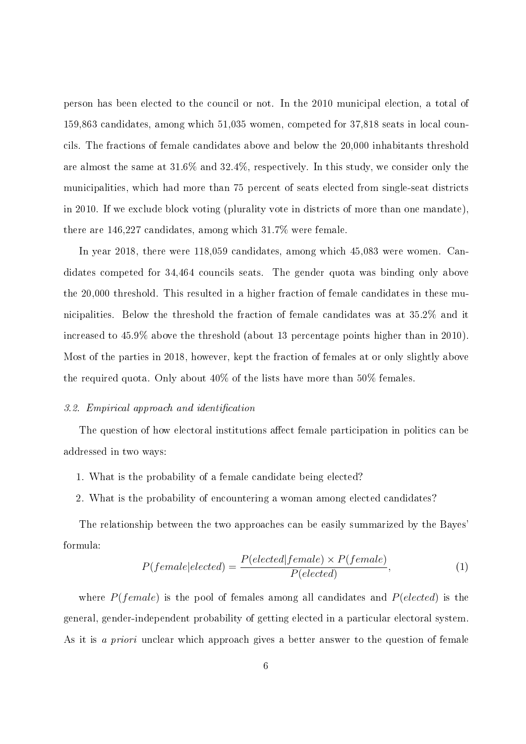person has been elected to the council or not. In the 2010 municipal election, a total of 159,863 candidates, among which 51,035 women, competed for 37,818 seats in local councils. The fractions of female candidates above and below the 20,000 inhabitants threshold are almost the same at 31.6% and 32.4%, respectively. In this study, we consider only the municipalities, which had more than 75 percent of seats elected from single-seat districts in 2010. If we exclude block voting (plurality vote in districts of more than one mandate), there are 146,227 candidates, among which 31.7% were female.

In year 2018, there were 118,059 candidates, among which 45,083 were women. Candidates competed for 34,464 councils seats. The gender quota was binding only above the 20,000 threshold. This resulted in a higher fraction of female candidates in these municipalities. Below the threshold the fraction of female candidates was at 35.2% and it increased to 45.9% above the threshold (about 13 percentage points higher than in 2010). Most of the parties in 2018, however, kept the fraction of females at or only slightly above the required quota. Only about 40% of the lists have more than 50% females.

### *3.2. Empirical approach and identification*

The question of how electoral institutions affect female participation in politics can be addressed in two ways:

1. What is the probability of a female candidate being elected?
2. What is the probability of encountering a woman among elected candidates?

The relationship between the two approaches can be easily summarized by the Bayes' formula:

$$P(female|elected) = \frac{P(elected|female) \times P(female)}{P(elected)}, \tag{1}$$

where $P(female)$ is the pool of females among all candidates and $P(elected)$ is the general, gender-independent probability of getting elected in a particular electoral system. As it is *a priori* unclear which approach gives a better answer to the question of female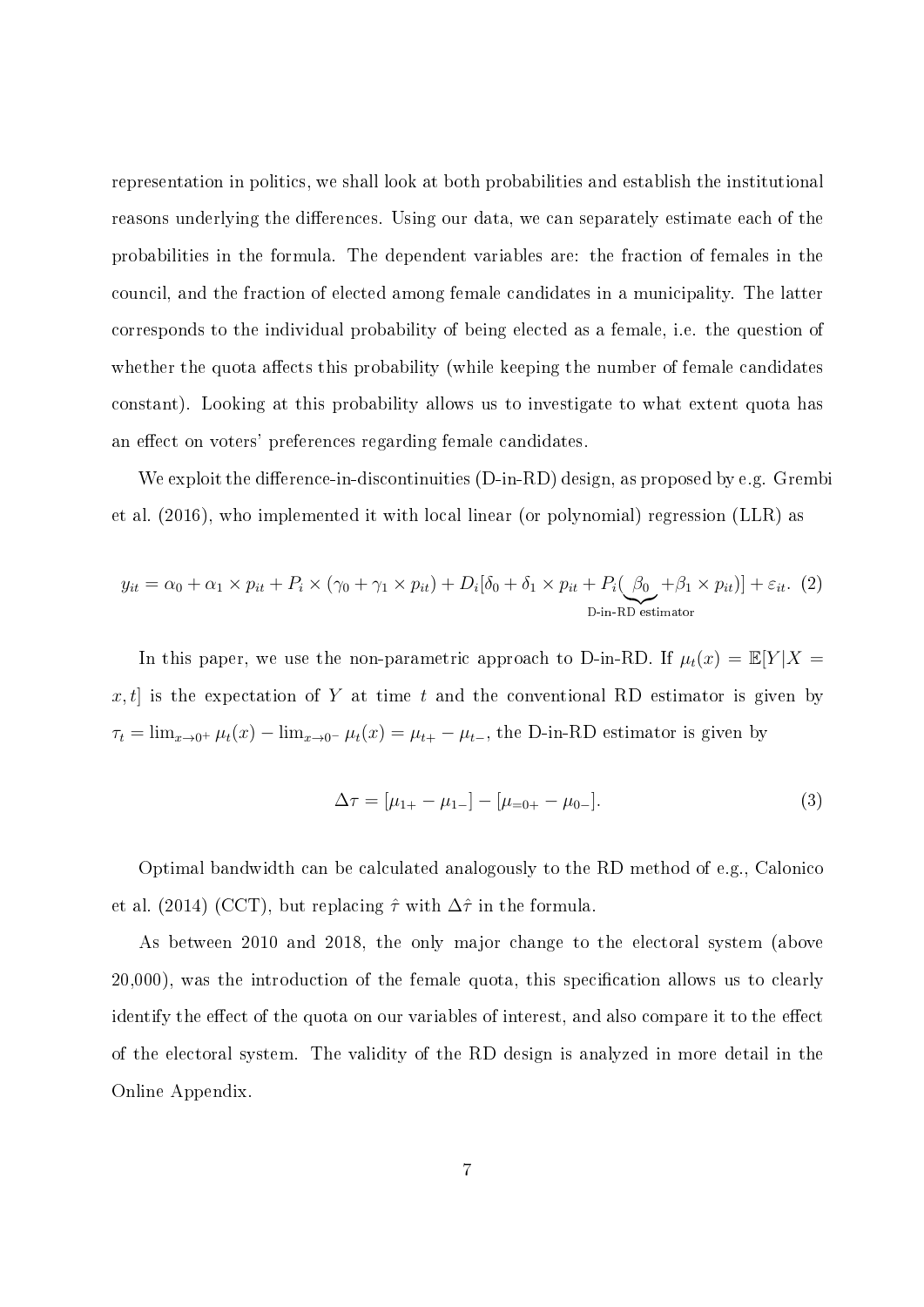representation in politics, we shall look at both probabilities and establish the institutional reasons underlying the differences. Using our data, we can separately estimate each of the probabilities in the formula. The dependent variables are: the fraction of females in the council, and the fraction of elected among female candidates in a municipality. The latter corresponds to the individual probability of being elected as a female, i.e. the question of whether the quota affects this probability (while keeping the number of female candidates constant). Looking at this probability allows us to investigate to what extent quota has an effect on voters' preferences regarding female candidates.

We exploit the difference-in-discontinuities (D-in-RD) design, as proposed by e.g. Grembi et al. (2016), who implemented it with local linear (or polynomial) regression (LLR) as

$$y_{it} = \alpha_0 + \alpha_1 \times p_{it} + P_i \times (\gamma_0 + \gamma_1 \times p_{it}) + D_i[\delta_0 + \delta_1 \times p_{it} + P_i(\underbrace{\beta_0}_{\text{D-in-RD estimator}} + \beta_1 \times p_{it})] + \varepsilon_{it}. \quad (2)$$

In this paper, we use the non-parametric approach to D-in-RD. If $\mu_t(x) = \mathbb{E}[Y|X = x, t]$ is the expectation of $Y$ at time $t$ and the conventional RD estimator is given by $\tau_t = \lim_{x \to 0^+} \mu_t(x) - \lim_{x \to 0^-} \mu_t(x) = \mu_{t+} - \mu_{t-}$, the D-in-RD estimator is given by

$$\Delta\tau = [\mu_{1+} - \mu_{1-}] - [\mu_{=0+} - \mu_{0-}]. \quad (3)$$

Optimal bandwidth can be calculated analogously to the RD method of e.g., Calonico et al. (2014) (CCT), but replacing $\hat{\tau}$ with $\Delta\hat{\tau}$ in the formula.

As between 2010 and 2018, the only major change to the electoral system (above 20,000), was the introduction of the female quota, this specification allows us to clearly identify the effect of the quota on our variables of interest, and also compare it to the effect of the electoral system. The validity of the RD design is analyzed in more detail in the Online Appendix.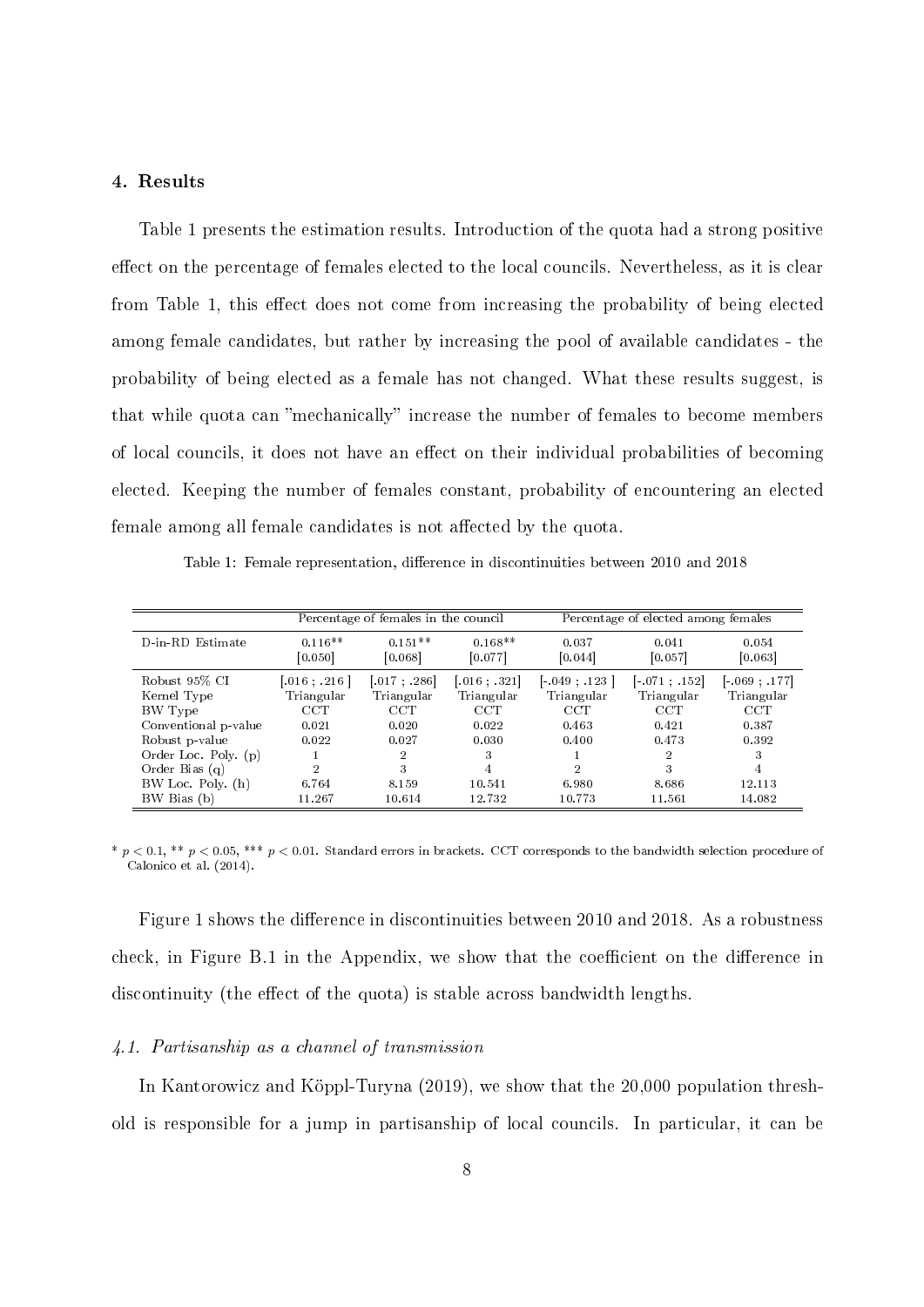## 4. Results

Table 1 presents the estimation results. Introduction of the quota had a strong positive effect on the percentage of females elected to the local councils. Nevertheless, as it is clear from Table 1, this effect does not come from increasing the probability of being elected among female candidates, but rather by increasing the pool of available candidates - the probability of being elected as a female has not changed. What these results suggest, is that while quota can "mechanically" increase the number of females to become members of local councils, it does not have an effect on their individual probabilities of becoming elected. Keeping the number of females constant, probability of encountering an elected female among all female candidates is not affected by the quota.

Table 1: Female representation, difference in discontinuities between 2010 and 2018

| | Percentage of females in the council | | | Percentage of elected among females | | |
|---|---|---|---|---|---|---|
| D-in-RD Estimate | 0.116** [0.050] | 0.151** [0.068] | 0.168** [0.077] | 0.037 [0.044] | 0.041 [0.057] | 0.054 [0.063] |
| Robust 95% CI | [.016 ; .216 ] | [.017 ; .286] | [.016 ; .321] | [-.049 ; .123 ] | [-.071 ; .152] | [-.069 ; .177] |
| Kernel Type | Triangular | Triangular | Triangular | Triangular | Triangular | Triangular |
| BW Type | CCT | CCT | CCT | CCT | CCT | CCT |
| Conventional p-value | 0.021 | 0.020 | 0.022 | 0.463 | 0.421 | 0.387 |
| Robust p-value | 0.022 | 0.027 | 0.030 | 0.400 | 0.473 | 0.392 |
| Order Loc. Poly. (p) | 1 | 2 | 3 | 1 | 2 | 3 |
| Order Bias (q) | 2 | 3 | 4 | 2 | 3 | 4 |
| BW Loc. Poly. (h) | 6.764 | 8.159 | 10.541 | 6.980 | 8.686 | 12.113 |
| BW Bias (b) | 11.267 | 10.614 | 12.732 | 10.773 | 11.561 | 14.082 |

* $p < 0.1$, ** $p < 0.05$, *** $p < 0.01$. Standard errors in brackets. CCT corresponds to the bandwidth selection procedure of Calonico et al. (2014).

Figure 1 shows the difference in discontinuities between 2010 and 2018. As a robustness check, in Figure B.1 in the Appendix, we show that the coefficient on the difference in discontinuity (the effect of the quota) is stable across bandwidth lengths.

### *4.1. Partisanship as a channel of transmission*

In Kantorowicz and Köppl-Turyna (2019), we show that the 20,000 population threshold is responsible for a jump in partisanship of local councils. In particular, it can be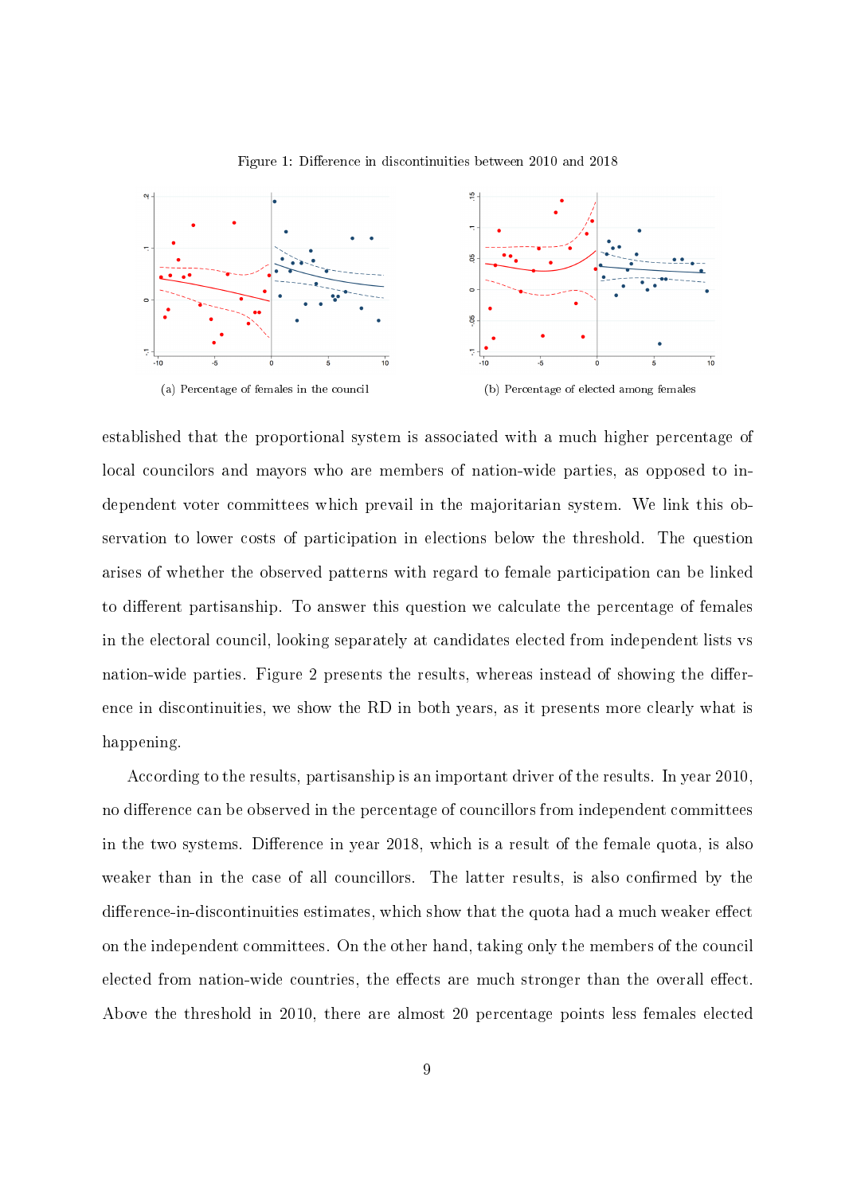Figure 1: Difference in discontinuities between 2010 and 2018

(a) Percentage of females in the council

(b) Percentage of elected among females

established that the proportional system is associated with a much higher percentage of local councilors and mayors who are members of nation-wide parties, as opposed to independent voter committees which prevail in the majoritarian system. We link this observation to lower costs of participation in elections below the threshold. The question arises of whether the observed patterns with regard to female participation can be linked to different partisanship. To answer this question we calculate the percentage of females in the electoral council, looking separately at candidates elected from independent lists vs nation-wide parties. Figure 2 presents the results, whereas instead of showing the difference in discontinuities, we show the RD in both years, as it presents more clearly what is happening.

According to the results, partisanship is an important driver of the results. In year 2010, no difference can be observed in the percentage of councillors from independent committees in the two systems. Difference in year 2018, which is a result of the female quota, is also weaker than in the case of all councillors. The latter results, is also confirmed by the difference-in-discontinuities estimates, which show that the quota had a much weaker effect on the independent committees. On the other hand, taking only the members of the council elected from nation-wide countries, the effects are much stronger than the overall effect. Above the threshold in 2010, there are almost 20 percentage points less females elected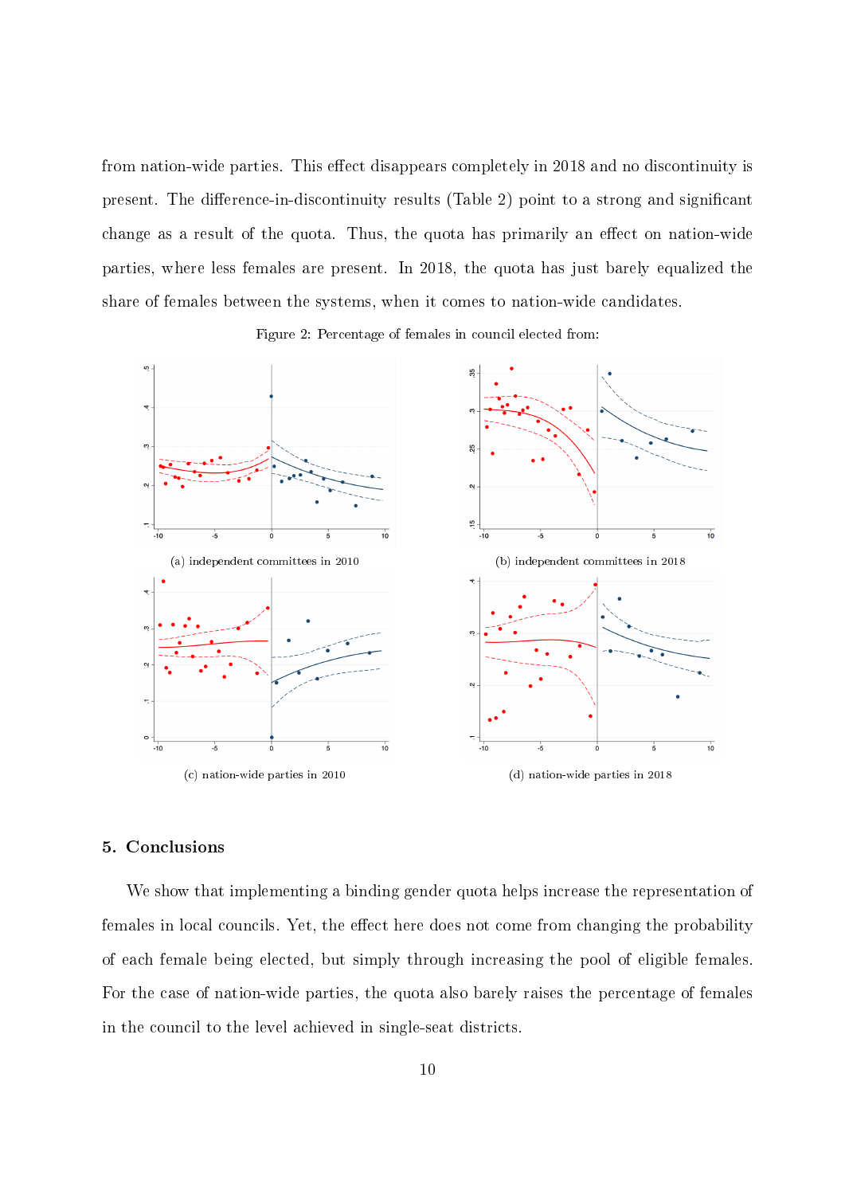from nation-wide parties. This effect disappears completely in 2018 and no discontinuity is present. The difference-in-discontinuity results (Table 2) point to a strong and significant change as a result of the quota. Thus, the quota has primarily an effect on nation-wide parties, where less females are present. In 2018, the quota has just barely equalized the share of females between the systems, when it comes to nation-wide candidates.

Figure 2: Percentage of females in council elected from:

(a) independent committees in 2010

(b) independent committees in 2018

(c) nation-wide parties in 2010

(d) nation-wide parties in 2018

## 5. Conclusions

We show that implementing a binding gender quota helps increase the representation of females in local councils. Yet, the effect here does not come from changing the probability of each female being elected, but simply through increasing the pool of eligible females. For the case of nation-wide parties, the quota also barely raises the percentage of females in the council to the level achieved in single-seat districts.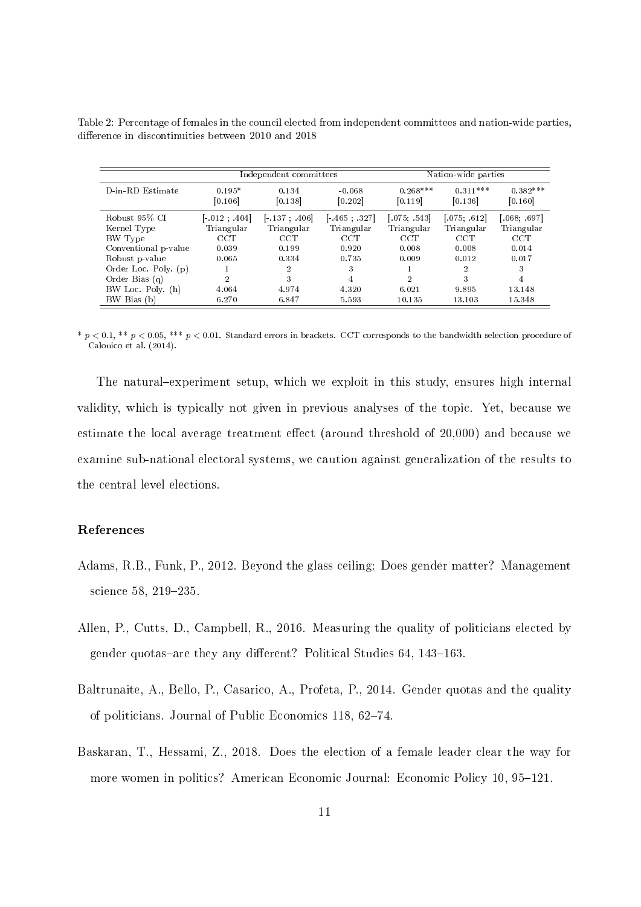Table 2: Percentage of females in the council elected from independent committees and nation-wide parties, difference in discontinuities between 2010 and 2018

| | Independent committees | | | Nation-wide parties | | |
|---|---|---|---|---|---|---|
| D-in-RD Estimate | 0.195* [0.106] | 0.134 [0.138] | -0.068 [0.202] | 0.268*** [0.119] | 0.311*** [0.136] | 0.382*** [0.160] |
| Robust 95% CI | [-.012 ; .404] | [-.137 ; .406] | [-.465 ; .327] | [.075; .543] | [.075; .612] | [.068; .697] |
| Kernel Type | Triangular | Triangular | Triangular | Triangular | Triangular | Triangular |
| BW Type | CCT | CCT | CCT | CCT | CCT | CCT |
| Conventional p-value | 0.039 | 0.199 | 0.920 | 0.008 | 0.008 | 0.014 |
| Robust p-value | 0.065 | 0.334 | 0.735 | 0.009 | 0.012 | 0.017 |
| Order Loc. Poly. (p) | 1 | 2 | 3 | 1 | 2 | 3 |
| Order Bias (q) | 2 | 3 | 4 | 2 | 3 | 4 |
| BW Loc. Poly. (h) | 4.064 | 4.974 | 4.320 | 6.021 | 9.895 | 13.148 |
| BW Bias (b) | 6.270 | 6.847 | 5.593 | 10.135 | 13.103 | 15.348 |

* $p < 0.1$, ** $p < 0.05$, *** $p < 0.01$. Standard errors in brackets. CCT corresponds to the bandwidth selection procedure of Calonico et al. (2014).

The natural–experiment setup, which we exploit in this study, ensures high internal validity, which is typically not given in previous analyses of the topic. Yet, because we estimate the local average treatment effect (around threshold of 20,000) and because we examine sub-national electoral systems, we caution against generalization of the results to the central level elections.

## References

Adams, R.B., Funk, P., 2012. Beyond the glass ceiling: Does gender matter? Management science 58, 219–235.

Allen, P., Cutts, D., Campbell, R., 2016. Measuring the quality of politicians elected by gender quotas–are they any different? Political Studies 64, 143–163.

Baltrunaite, A., Bello, P., Casarico, A., Profeta, P., 2014. Gender quotas and the quality of politicians. Journal of Public Economics 118, 62–74.

Baskaran, T., Hessami, Z., 2018. Does the election of a female leader clear the way for more women in politics? American Economic Journal: Economic Policy 10, 95–121.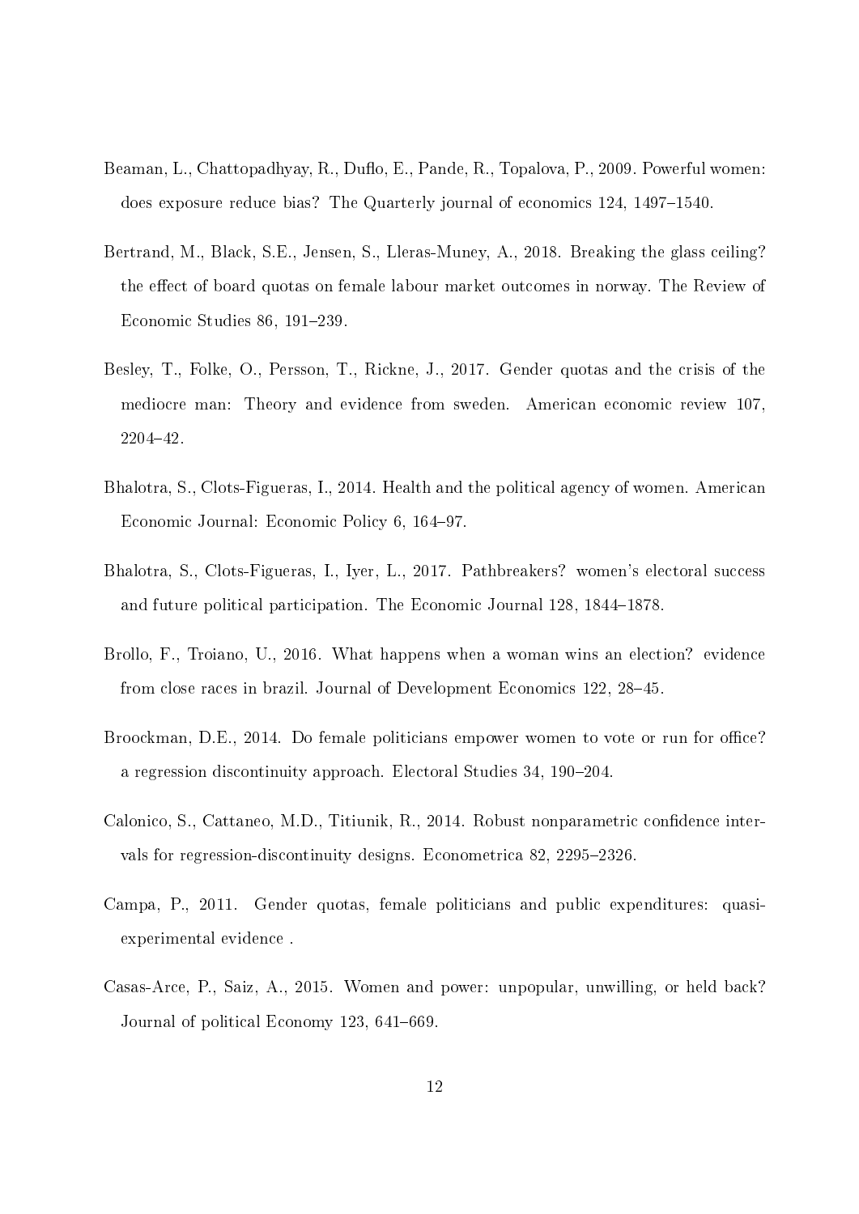Beaman, L., Chattopadhyay, R., Duflo, E., Pande, R., Topalova, P., 2009. Powerful women: does exposure reduce bias? The Quarterly journal of economics 124, 1497–1540.

Bertrand, M., Black, S.E., Jensen, S., Lleras-Muney, A., 2018. Breaking the glass ceiling? the effect of board quotas on female labour market outcomes in norway. The Review of Economic Studies 86, 191–239.

Besley, T., Folke, O., Persson, T., Rickne, J., 2017. Gender quotas and the crisis of the mediocre man: Theory and evidence from sweden. American economic review 107, 2204–42.

Bhalotra, S., Clots-Figueras, I., 2014. Health and the political agency of women. American Economic Journal: Economic Policy 6, 164–97.

Bhalotra, S., Clots-Figueras, I., Iyer, L., 2017. Pathbreakers? women's electoral success and future political participation. The Economic Journal 128, 1844–1878.

Brollo, F., Troiano, U., 2016. What happens when a woman wins an election? evidence from close races in brazil. Journal of Development Economics 122, 28–45.

Broockman, D.E., 2014. Do female politicians empower women to vote or run for office? a regression discontinuity approach. Electoral Studies 34, 190–204.

Calonico, S., Cattaneo, M.D., Titiunik, R., 2014. Robust nonparametric confidence intervals for regression-discontinuity designs. Econometrica 82, 2295–2326.

Campa, P., 2011. Gender quotas, female politicians and public expenditures: quasi-experimental evidence .

Casas-Arce, P., Saiz, A., 2015. Women and power: unpopular, unwilling, or held back? Journal of political Economy 123, 641–669.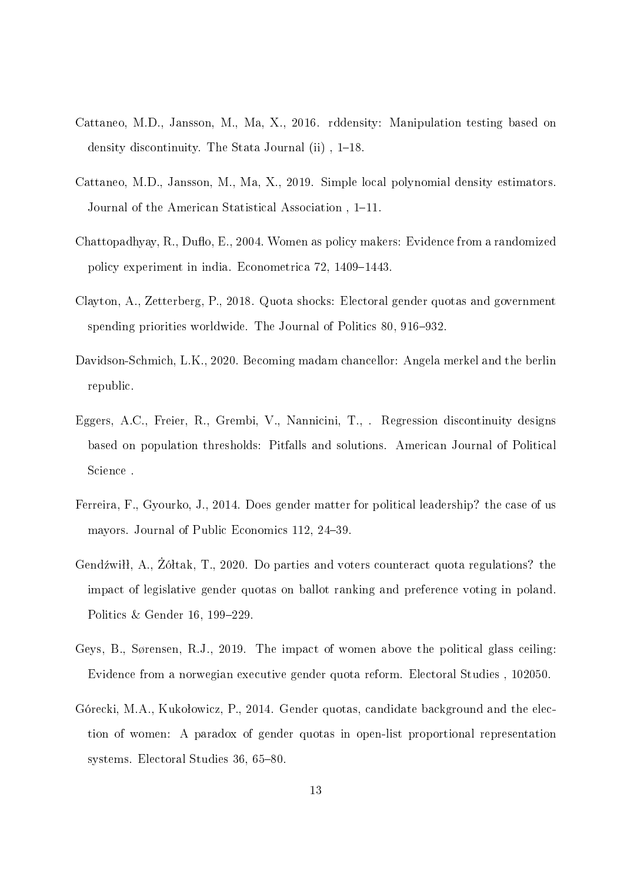Cattaneo, M.D., Jansson, M., Ma, X., 2016. rddensity: Manipulation testing based on density discontinuity. The Stata Journal (ii) , 1–18.

Cattaneo, M.D., Jansson, M., Ma, X., 2019. Simple local polynomial density estimators. Journal of the American Statistical Association , 1–11.

Chattopadhyay, R., Duflo, E., 2004. Women as policy makers: Evidence from a randomized policy experiment in india. Econometrica 72, 1409–1443.

Clayton, A., Zetterberg, P., 2018. Quota shocks: Electoral gender quotas and government spending priorities worldwide. The Journal of Politics 80, 916–932.

Davidson-Schmich, L.K., 2020. Becoming madam chancellor: Angela merkel and the berlin republic.

Eggers, A.C., Freier, R., Grembi, V., Nannicini, T., . Regression discontinuity designs based on population thresholds: Pitfalls and solutions. American Journal of Political Science .

Ferreira, F., Gyourko, J., 2014. Does gender matter for political leadership? the case of us mayors. Journal of Public Economics 112, 24–39.

Gendźwiłł, A., Żółtak, T., 2020. Do parties and voters counteract quota regulations? the impact of legislative gender quotas on ballot ranking and preference voting in poland. Politics & Gender 16, 199–229.

Geys, B., Sørensen, R.J., 2019. The impact of women above the political glass ceiling: Evidence from a norwegian executive gender quota reform. Electoral Studies , 102050.

Górecki, M.A., Kukołowicz, P., 2014. Gender quotas, candidate background and the election of women: A paradox of gender quotas in open-list proportional representation systems. Electoral Studies 36, 65–80.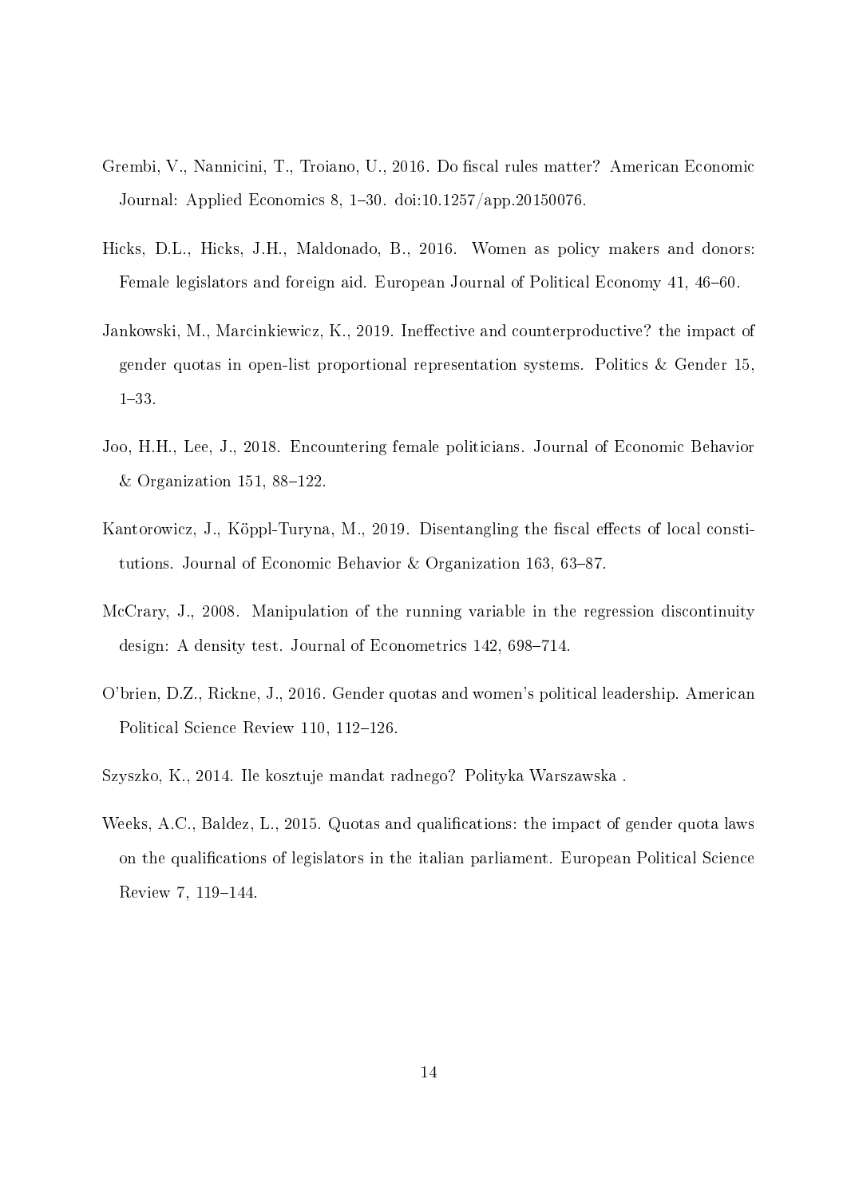Grembi, V., Nannicini, T., Troiano, U., 2016. Do fiscal rules matter? American Economic Journal: Applied Economics 8, 1–30. doi:10.1257/app.20150076.

Hicks, D.L., Hicks, J.H., Maldonado, B., 2016. Women as policy makers and donors: Female legislators and foreign aid. European Journal of Political Economy 41, 46–60.

Jankowski, M., Marcinkiewicz, K., 2019. Ineffective and counterproductive? the impact of gender quotas in open-list proportional representation systems. Politics & Gender 15, 1–33.

Joo, H.H., Lee, J., 2018. Encountering female politicians. Journal of Economic Behavior & Organization 151, 88–122.

Kantorowicz, J., Köppl-Turyna, M., 2019. Disentangling the fiscal effects of local constitutions. Journal of Economic Behavior & Organization 163, 63–87.

McCrary, J., 2008. Manipulation of the running variable in the regression discontinuity design: A density test. Journal of Econometrics 142, 698–714.

O'brien, D.Z., Rickne, J., 2016. Gender quotas and women's political leadership. American Political Science Review 110, 112–126.

Szyszko, K., 2014. Ile kosztuje mandat radnego? Polityka Warszawska .

Weeks, A.C., Baldez, L., 2015. Quotas and qualifications: the impact of gender quota laws on the qualifications of legislators in the italian parliament. European Political Science Review 7, 119–144.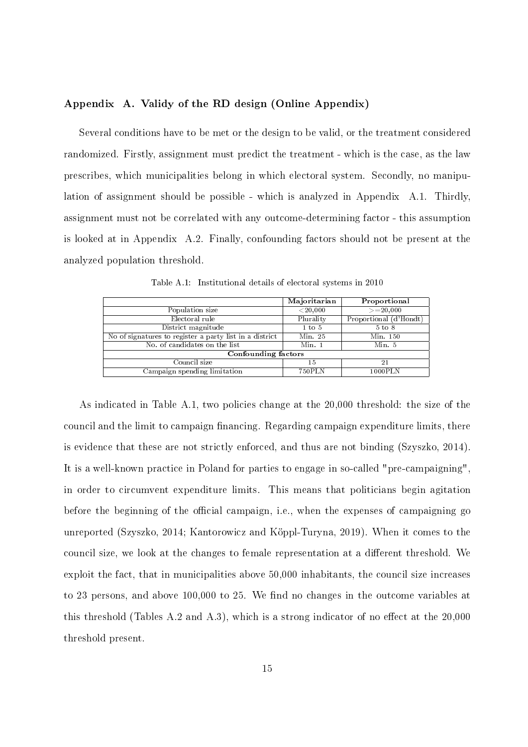## Appendix A. Validy of the RD design (Online Appendix)

Several conditions have to be met or the design to be valid, or the treatment considered randomized. Firstly, assignment must predict the treatment - which is the case, as the law prescribes, which municipalities belong in which electoral system. Secondly, no manipulation of assignment should be possible - which is analyzed in Appendix A.1. Thirdly, assignment must not be correlated with any outcome-determining factor - this assumption is looked at in Appendix A.2. Finally, confounding factors should not be present at the analyzed population threshold.

Table A.1: Institutional details of electoral systems in 2010

| | **Majoritarian** | **Proportional** |
|---|---|---|
| Population size | <20,000 | >=20,000 |
| Electoral rule | Plurality | Proportional (d'Hondt) |
| District magnitude | 1 to 5 | 5 to 8 |
| No of signatures to register a party list in a district | Min. 25 | Min. 150 |
| No. of candidates on the list | Min. 1 | Min. 5 |
| **Confounding factors** | | |
| Council size | 15 | 21 |
| Campaign spending limitation | 750PLN | 1000PLN |

As indicated in Table A.1, two policies change at the 20,000 threshold: the size of the council and the limit to campaign financing. Regarding campaign expenditure limits, there is evidence that these are not strictly enforced, and thus are not binding (Szyszko, 2014). It is a well-known practice in Poland for parties to engage in so-called "pre-campaigning", in order to circumvent expenditure limits. This means that politicians begin agitation before the beginning of the official campaign, i.e., when the expenses of campaigning go unreported (Szyszko, 2014; Kantorowicz and Köppl-Turyna, 2019). When it comes to the council size, we look at the changes to female representation at a different threshold. We exploit the fact, that in municipalities above 50,000 inhabitants, the council size increases to 23 persons, and above 100,000 to 25. We find no changes in the outcome variables at this threshold (Tables A.2 and A.3), which is a strong indicator of no effect at the 20,000 threshold present.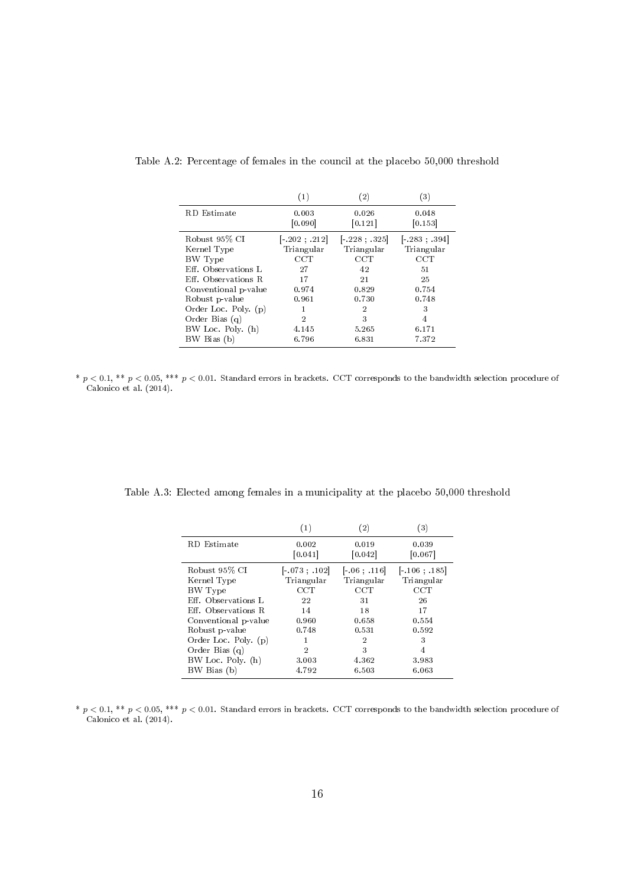Table A.2: Percentage of females in the council at the placebo 50,000 threshold

| | (1) | (2) | (3) |
|---|---|---|---|
| RD Estimate | 0.003 | 0.026 | 0.048 |
| | [0.090] | [0.121] | [0.153] |
| Robust 95% CI | [-.202 ; .212] | [-.228 ; .325] | [-.283 ; .394] |
| Kernel Type | Triangular | Triangular | Triangular |
| BW Type | CCT | CCT | CCT |
| Eff. Observations L | 27 | 42 | 51 |
| Eff. Observations R | 17 | 21 | 25 |
| Conventional p-value | 0.974 | 0.829 | 0.754 |
| Robust p-value | 0.961 | 0.730 | 0.748 |
| Order Loc. Poly. (p) | 1 | 2 | 3 |
| Order Bias (q) | 2 | 3 | 4 |
| BW Loc. Poly. (h) | 4.145 | 5.265 | 6.171 |
| BW Bias (b) | 6.796 | 6.831 | 7.372 |

* $p < 0.1$, ** $p < 0.05$, *** $p < 0.01$. Standard errors in brackets. CCT corresponds to the bandwidth selection procedure of Calonico et al. (2014).

Table A.3: Elected among females in a municipality at the placebo 50,000 threshold

| | (1) | (2) | (3) |
|---|---|---|---|
| RD Estimate | 0.002 | 0.019 | 0.039 |
| | [0.041] | [0.042] | [0.067] |
| Robust 95% CI | [-.073 ; .102] | [-.06 ; .116] | [-.106 ; .185] |
| Kernel Type | Triangular | Triangular | Triangular |
| BW Type | CCT | CCT | CCT |
| Eff. Observations L | 22 | 31 | 26 |
| Eff. Observations R | 14 | 18 | 17 |
| Conventional p-value | 0.960 | 0.658 | 0.554 |
| Robust p-value | 0.748 | 0.531 | 0.592 |
| Order Loc. Poly. (p) | 1 | 2 | 3 |
| Order Bias (q) | 2 | 3 | 4 |
| BW Loc. Poly. (h) | 3.003 | 4.362 | 3.983 |
| BW Bias (b) | 4.792 | 6.503 | 6.063 |

* $p < 0.1$, ** $p < 0.05$, *** $p < 0.01$. Standard errors in brackets. CCT corresponds to the bandwidth selection procedure of Calonico et al. (2014).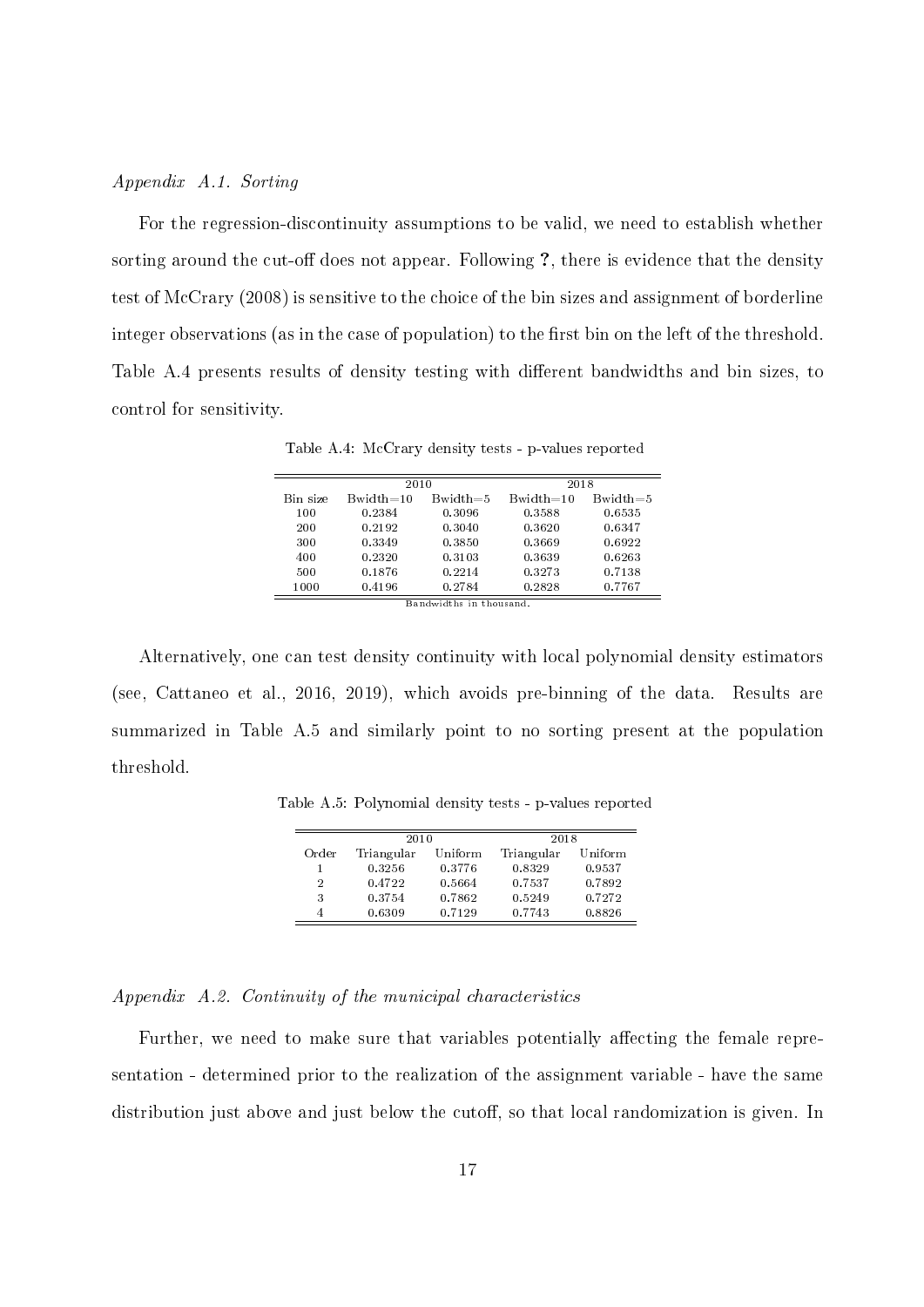*Appendix A.1. Sorting*

For the regression-discontinuity assumptions to be valid, we need to establish whether sorting around the cut-off does not appear. Following **?**, there is evidence that the density test of McCrary (2008) is sensitive to the choice of the bin sizes and assignment of borderline integer observations (as in the case of population) to the first bin on the left of the threshold. Table A.4 presents results of density testing with different bandwidths and bin sizes, to control for sensitivity.

Table A.4: McCrary density tests - p-values reported

| | 2010 | | 2018 | |
|---|---|---|---|---|
| Bin size | Bwidth=10 | Bwidth=5 | Bwidth=10 | Bwidth=5 |
| 100 | 0.2384 | 0.3096 | 0.3588 | 0.6535 |
| 200 | 0.2192 | 0.3040 | 0.3620 | 0.6347 |
| 300 | 0.3349 | 0.3850 | 0.3669 | 0.6922 |
| 400 | 0.2320 | 0.3103 | 0.3639 | 0.6263 |
| 500 | 0.1876 | 0.2214 | 0.3273 | 0.7138 |
| 1000 | 0.4196 | 0.2784 | 0.2828 | 0.7767 |

Bandwidths in thousand.

Alternatively, one can test density continuity with local polynomial density estimators (see, Cattaneo et al., 2016, 2019), which avoids pre-binning of the data. Results are summarized in Table A.5 and similarly point to no sorting present at the population threshold.

Table A.5: Polynomial density tests - p-values reported

| | 2010 | | 2018 | |
|---|---|---|---|---|
| Order | Triangular | Uniform | Triangular | Uniform |
| 1 | 0.3256 | 0.3776 | 0.8329 | 0.9537 |
| 2 | 0.4722 | 0.5664 | 0.7537 | 0.7892 |
| 3 | 0.3754 | 0.7862 | 0.5249 | 0.7272 |
| 4 | 0.6309 | 0.7129 | 0.7743 | 0.8826 |

*Appendix A.2. Continuity of the municipal characteristics*

Further, we need to make sure that variables potentially affecting the female representation - determined prior to the realization of the assignment variable - have the same distribution just above and just below the cutoff, so that local randomization is given. In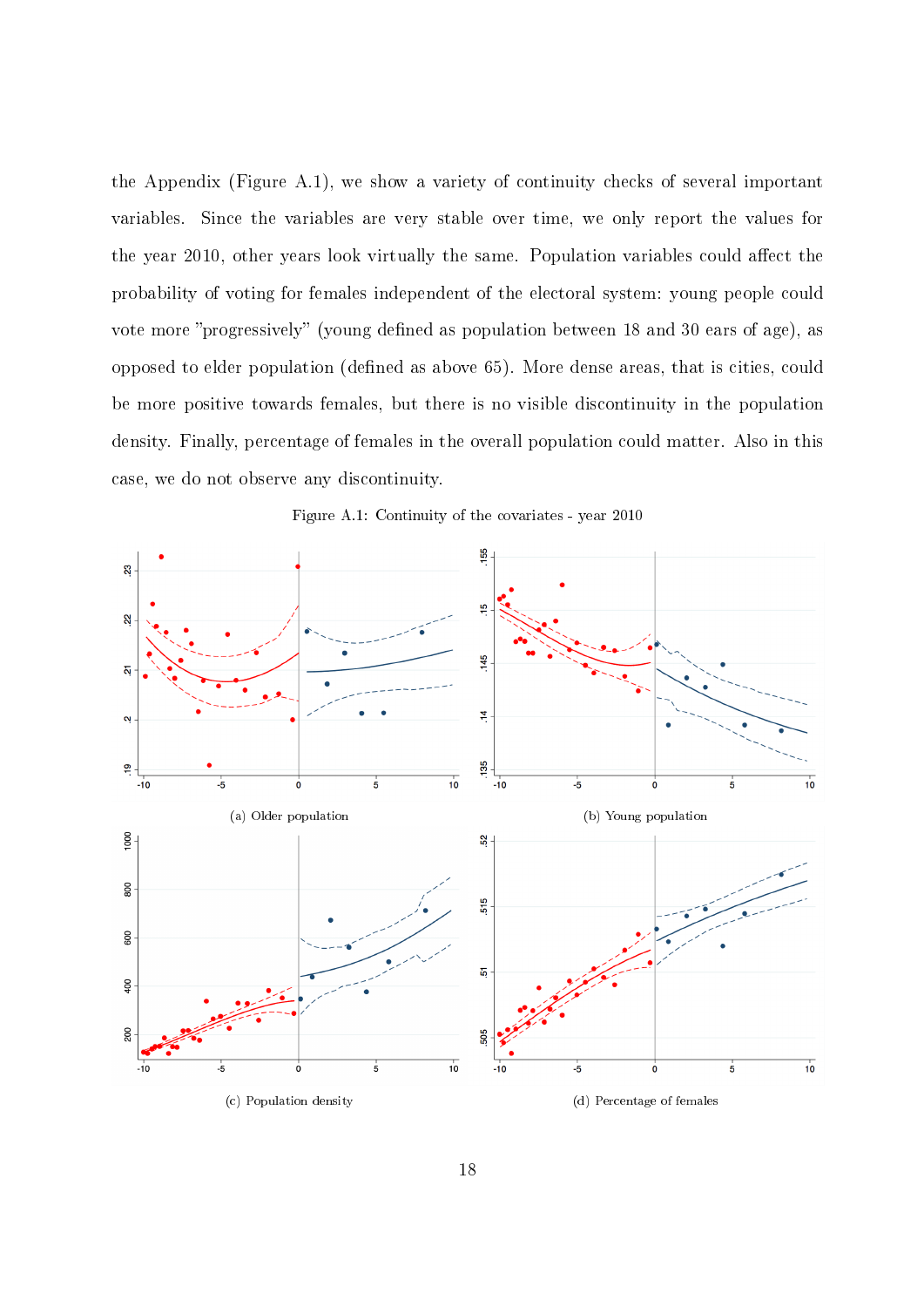the Appendix (Figure A.1), we show a variety of continuity checks of several important variables. Since the variables are very stable over time, we only report the values for the year 2010, other years look virtually the same. Population variables could affect the probability of voting for females independent of the electoral system: young people could vote more "progressively" (young defined as population between 18 and 30 ears of age), as opposed to elder population (defined as above 65). More dense areas, that is cities, could be more positive towards females, but there is no visible discontinuity in the population density. Finally, percentage of females in the overall population could matter. Also in this case, we do not observe any discontinuity.

Figure A.1: Continuity of the covariates - year 2010

(a) Older population

(b) Young population

(c) Population density

(d) Percentage of females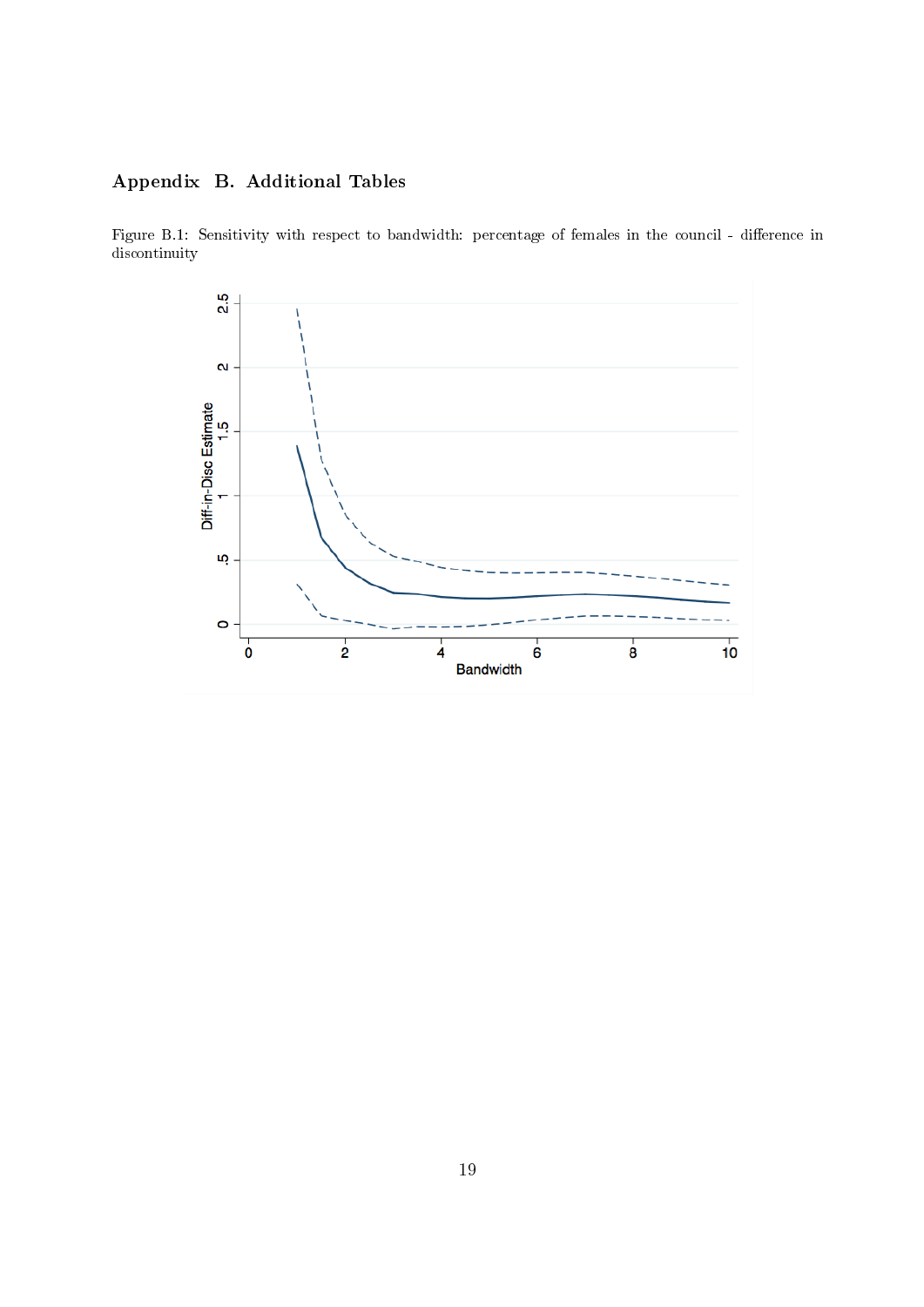## Appendix B. Additional Tables

Figure B.1: Sensitivity with respect to bandwidth: percentage of females in the council - difference in discontinuity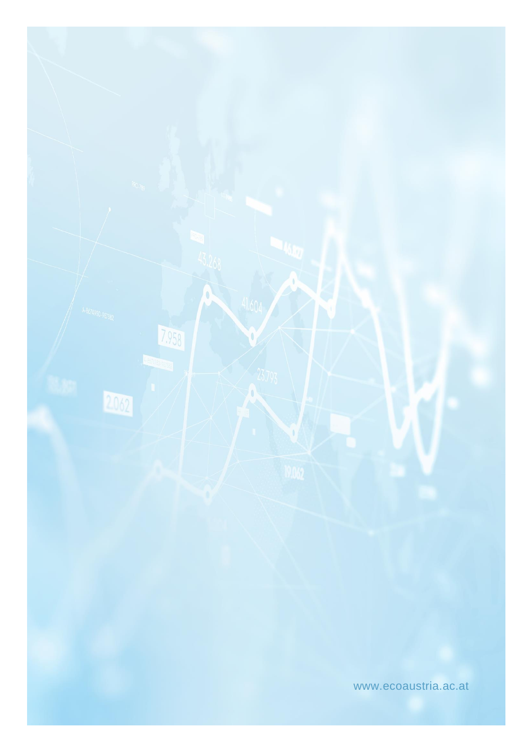www.ecoaustria.ac.at